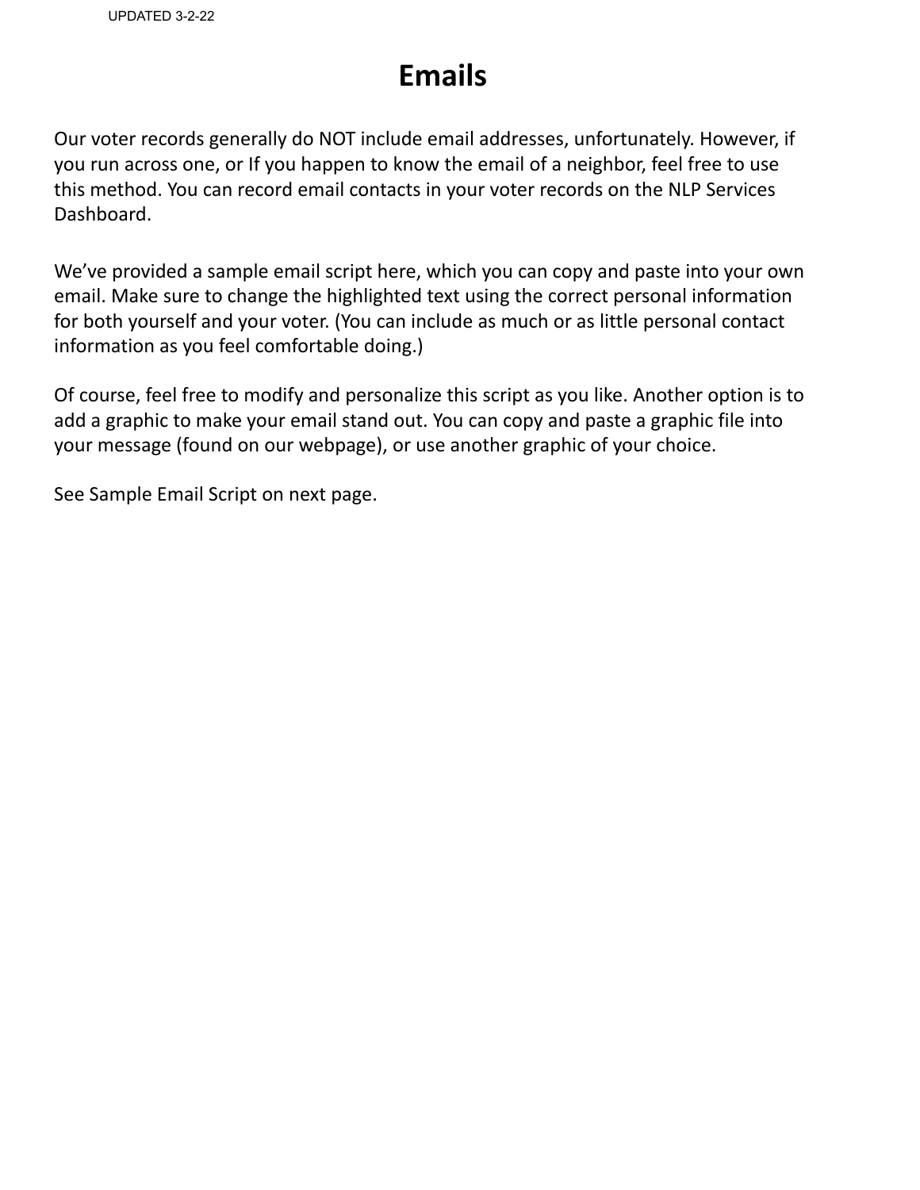UPDATED 3-2-22

# Emails

Our voter records generally do NOT include email addresses, unfortunately. However, if you run across one, or If you happen to know the email of a neighbor, feel free to use this method. You can record email contacts in your voter records on the NLP Services Dashboard.

We've provided a sample email script here, which you can copy and paste into your own email. Make sure to change the highlighted text using the correct personal information for both yourself and your voter. (You can include as much or as little personal contact information as you feel comfortable doing.)

Of course, feel free to modify and personalize this script as you like. Another option is to add a graphic to make your email stand out. You can copy and paste a graphic file into your message (found on our webpage), or use another graphic of your choice.

See Sample Email Script on next page.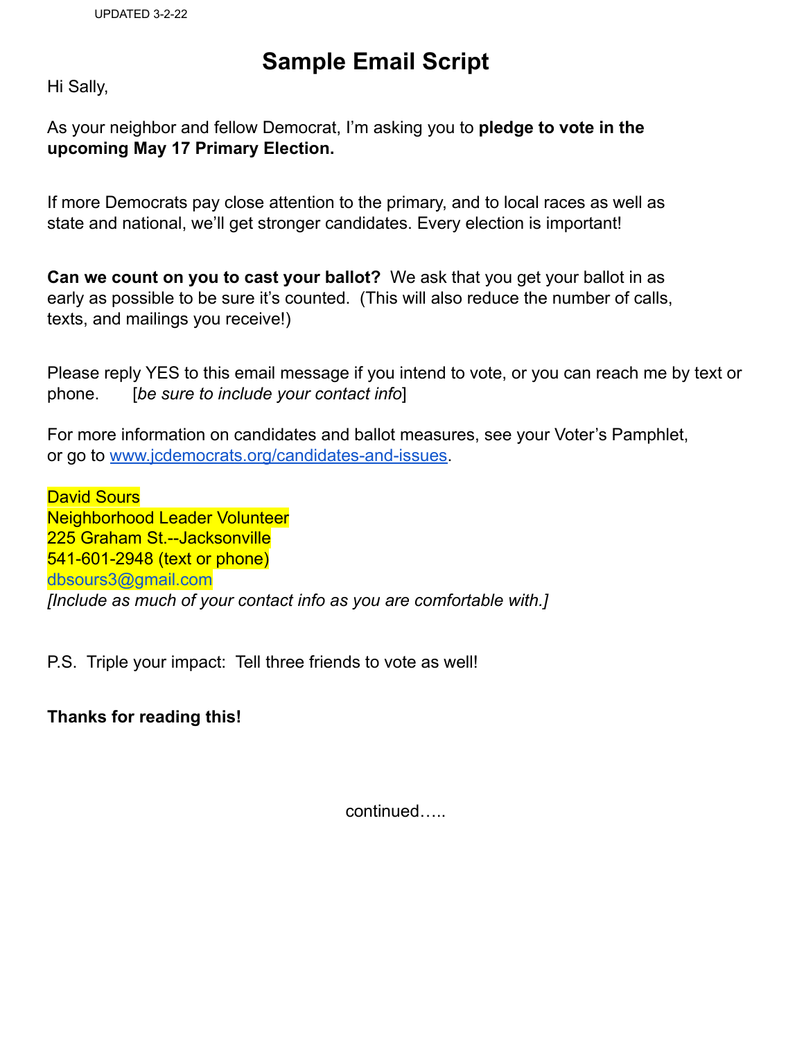UPDATED 3-2-22

# Sample Email Script

Hi Sally,

As your neighbor and fellow Democrat, I'm asking you to **pledge to vote in the upcoming May 17 Primary Election.**

If more Democrats pay close attention to the primary, and to local races as well as state and national, we'll get stronger candidates. Every election is important!

**Can we count on you to cast your ballot?** We ask that you get your ballot in as early as possible to be sure it's counted. (This will also reduce the number of calls, texts, and mailings you receive!)

Please reply YES to this email message if you intend to vote, or you can reach me by text or phone. [*be sure to include your contact info*]

For more information on candidates and ballot measures, see your Voter's Pamphlet, or go to [www.jcdemocrats.org/candidates-and-issues](http://www.jcdemocrats.org/candidates-and-issues).

David Sours
Neighborhood Leader Volunteer
225 Graham St.--Jacksonville
541-601-2948 (text or phone)
dbsours3@gmail.com
*[Include as much of your contact info as you are comfortable with.]*

P.S. Triple your impact: Tell three friends to vote as well!

**Thanks for reading this!**

continued…..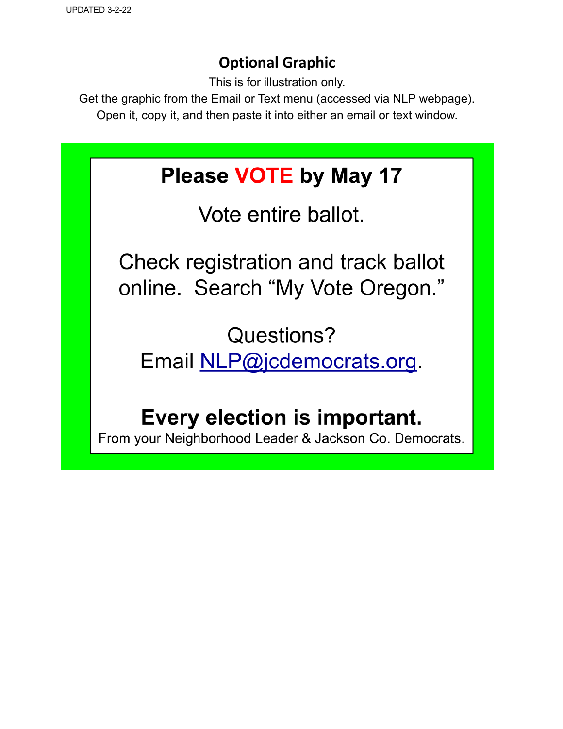UPDATED 3-2-22

## Optional Graphic

This is for illustration only.
Get the graphic from the Email or Text menu (accessed via NLP webpage).
Open it, copy it, and then paste it into either an email or text window.

**Please VOTE by May 17**

Vote entire ballot.

Check registration and track ballot online. Search “My Vote Oregon.”

Questions?
Email NLP@jcdemocrats.org.

**Every election is important.**

From your Neighborhood Leader & Jackson Co. Democrats.